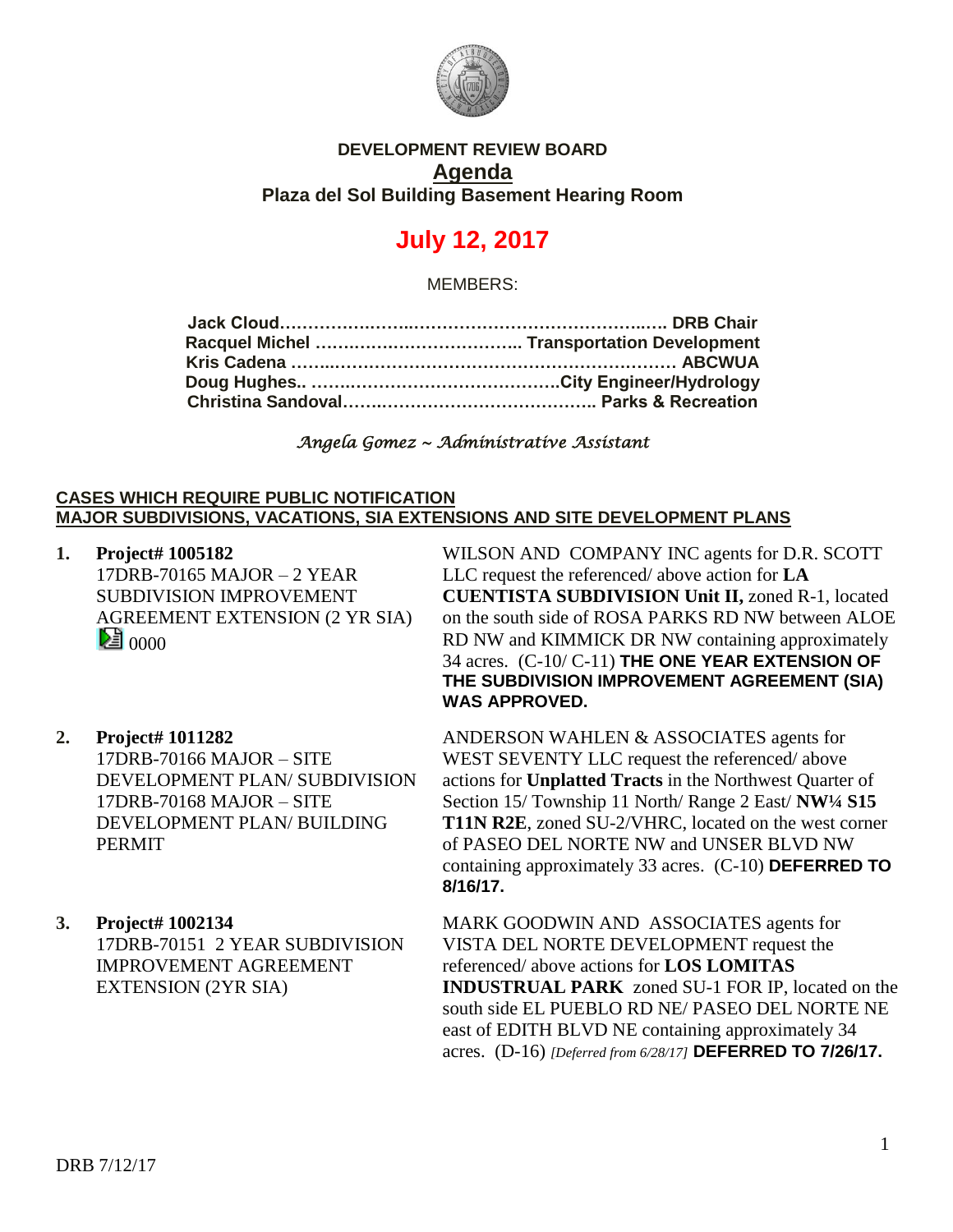**DEVELOPMENT REVIEW BOARD**

**Agenda**

**Plaza del Sol Building Basement Hearing Room**

# July 12, 2017

MEMBERS:

**Jack Cloud……………………………………………………….. DRB Chair**
**Racquel Michel ……………………………… Transportation Development**
**Kris Cadena ……………………………………………………… ABCWUA**
**Doug Hughes.. ……………………………………City Engineer/Hydrology**
**Christina Sandoval…………………………………….. Parks & Recreation**

*Angela Gomez ~ Administrative Assistant*

**CASES WHICH REQUIRE PUBLIC NOTIFICATION**
**MAJOR SUBDIVISIONS, VACATIONS, SIA EXTENSIONS AND SITE DEVELOPMENT PLANS**

1. **Project# 1005182**
17DRB-70165 MAJOR – 2 YEAR SUBDIVISION IMPROVEMENT AGREEMENT EXTENSION (2 YR SIA) 0000

WILSON AND COMPANY INC agents for D.R. SCOTT LLC request the referenced/ above action for **LA CUENTISTA SUBDIVISION Unit II,** zoned R-1, located on the south side of ROSA PARKS RD NW between ALOE RD NW and KIMMICK DR NW containing approximately 34 acres. (C-10/ C-11) **THE ONE YEAR EXTENSION OF THE SUBDIVISION IMPROVEMENT AGREEMENT (SIA) WAS APPROVED.**

2. **Project# 1011282**
17DRB-70166 MAJOR – SITE DEVELOPMENT PLAN/ SUBDIVISION
17DRB-70168 MAJOR – SITE DEVELOPMENT PLAN/ BUILDING PERMIT

ANDERSON WAHLEN & ASSOCIATES agents for WEST SEVENTY LLC request the referenced/ above actions for **Unplatted Tracts** in the Northwest Quarter of Section 15/ Township 11 North/ Range 2 East/ **NW¼ S15 T11N R2E**, zoned SU-2/VHRC, located on the west corner of PASEO DEL NORTE NW and UNSER BLVD NW containing approximately 33 acres. (C-10) **DEFERRED TO 8/16/17.**

3. **Project# 1002134**
17DRB-70151 2 YEAR SUBDIVISION IMPROVEMENT AGREEMENT EXTENSION (2YR SIA)

MARK GOODWIN AND ASSOCIATES agents for VISTA DEL NORTE DEVELOPMENT request the referenced/ above actions for **LOS LOMITAS INDUSTRUAL PARK** zoned SU-1 FOR IP, located on the south side EL PUEBLO RD NE/ PASEO DEL NORTE NE east of EDITH BLVD NE containing approximately 34 acres. (D-16) *[Deferred from 6/28/17]* **DEFERRED TO 7/26/17.**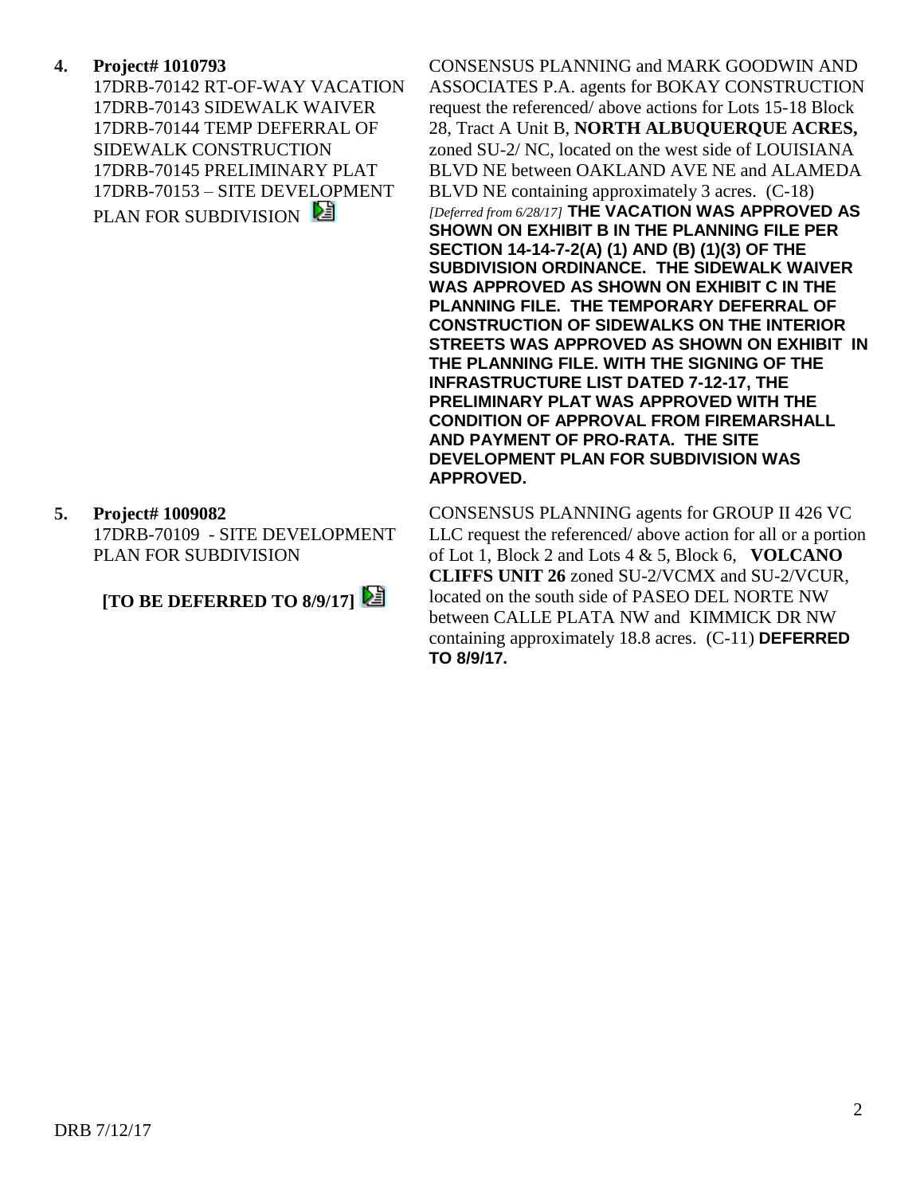**4. Project# 1010793**
17DRB-70142 RT-OF-WAY VACATION
17DRB-70143 SIDEWALK WAIVER
17DRB-70144 TEMP DEFERRAL OF SIDEWALK CONSTRUCTION
17DRB-70145 PRELIMINARY PLAT
17DRB-70153 – SITE DEVELOPMENT PLAN FOR SUBDIVISION

CONSENSUS PLANNING and MARK GOODWIN AND ASSOCIATES P.A. agents for BOKAY CONSTRUCTION request the referenced/ above actions for Lots 15-18 Block 28, Tract A Unit B, **NORTH ALBUQUERQUE ACRES,** zoned SU-2/ NC, located on the west side of LOUISIANA BLVD NE between OAKLAND AVE NE and ALAMEDA BLVD NE containing approximately 3 acres. (C-18) *[Deferred from 6/28/17]* **THE VACATION WAS APPROVED AS SHOWN ON EXHIBIT B IN THE PLANNING FILE PER SECTION 14-14-7-2(A) (1) AND (B) (1)(3) OF THE SUBDIVISION ORDINANCE. THE SIDEWALK WAIVER WAS APPROVED AS SHOWN ON EXHIBIT C IN THE PLANNING FILE. THE TEMPORARY DEFERRAL OF CONSTRUCTION OF SIDEWALKS ON THE INTERIOR STREETS WAS APPROVED AS SHOWN ON EXHIBIT IN THE PLANNING FILE. WITH THE SIGNING OF THE INFRASTRUCTURE LIST DATED 7-12-17, THE PRELIMINARY PLAT WAS APPROVED WITH THE CONDITION OF APPROVAL FROM FIREMARSHALL AND PAYMENT OF PRO-RATA. THE SITE DEVELOPMENT PLAN FOR SUBDIVISION WAS APPROVED.**

**5. Project# 1009082**
17DRB-70109 - SITE DEVELOPMENT PLAN FOR SUBDIVISION

**[TO BE DEFERRED TO 8/9/17]**

CONSENSUS PLANNING agents for GROUP II 426 VC LLC request the referenced/ above action for all or a portion of Lot 1, Block 2 and Lots 4 & 5, Block 6, **VOLCANO CLIFFS UNIT 26** zoned SU-2/VCMX and SU-2/VCUR, located on the south side of PASEO DEL NORTE NW between CALLE PLATA NW and KIMMICK DR NW containing approximately 18.8 acres. (C-11) **DEFERRED TO 8/9/17.**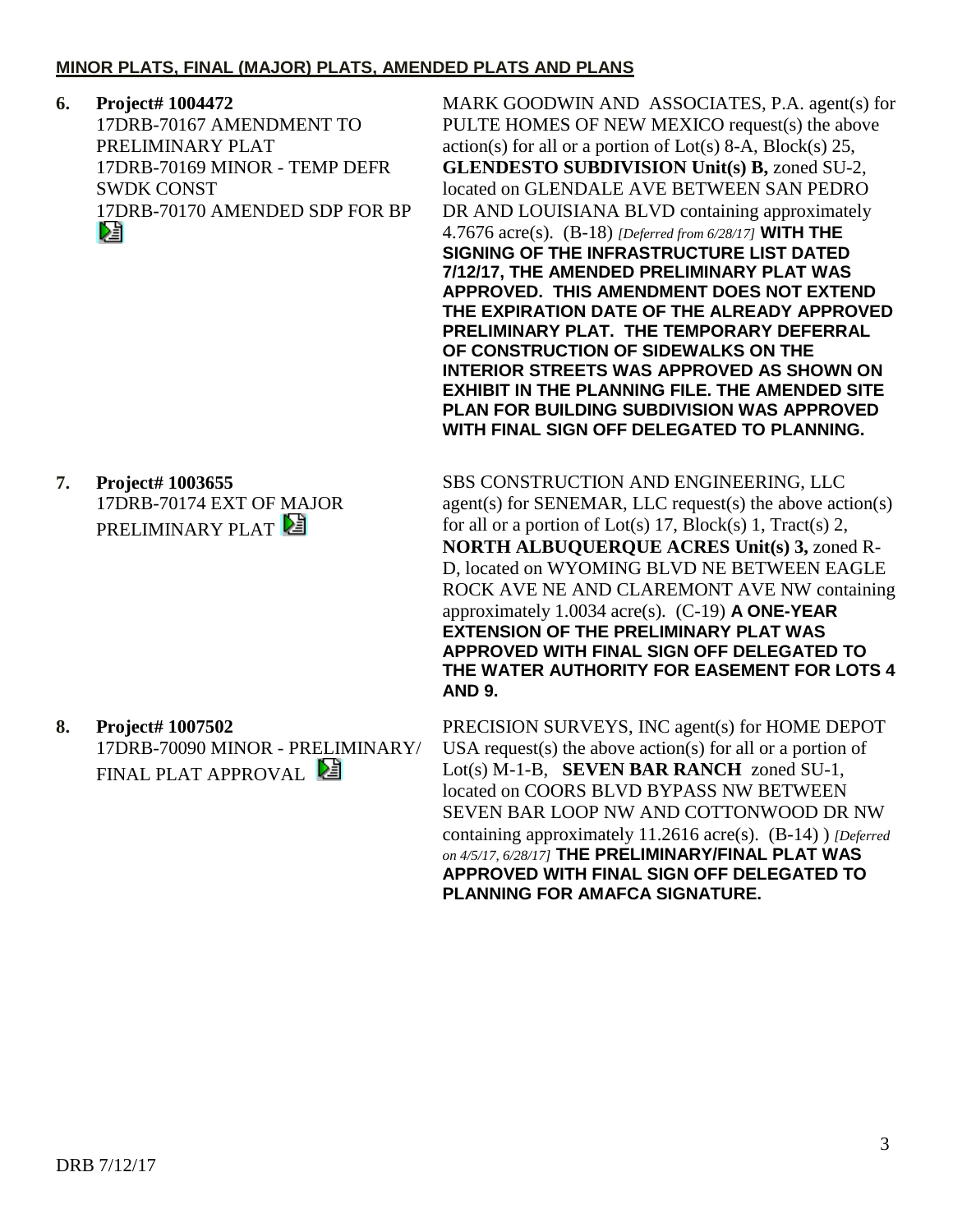**MINOR PLATS, FINAL (MAJOR) PLATS, AMENDED PLATS AND PLANS**

**6. Project# 1004472**
17DRB-70167 AMENDMENT TO PRELIMINARY PLAT
17DRB-70169 MINOR - TEMP DEFR SWDK CONST
17DRB-70170 AMENDED SDP FOR BP

MARK GOODWIN AND ASSOCIATES, P.A. agent(s) for PULTE HOMES OF NEW MEXICO request(s) the above action(s) for all or a portion of Lot(s) 8-A, Block(s) 25, **GLENDESTO SUBDIVISION Unit(s) B,** zoned SU-2, located on GLENDALE AVE BETWEEN SAN PEDRO DR AND LOUISIANA BLVD containing approximately 4.7676 acre(s). (B-18) *[Deferred from 6/28/17]* **WITH THE SIGNING OF THE INFRASTRUCTURE LIST DATED 7/12/17, THE AMENDED PRELIMINARY PLAT WAS APPROVED. THIS AMENDMENT DOES NOT EXTEND THE EXPIRATION DATE OF THE ALREADY APPROVED PRELIMINARY PLAT. THE TEMPORARY DEFERRAL OF CONSTRUCTION OF SIDEWALKS ON THE INTERIOR STREETS WAS APPROVED AS SHOWN ON EXHIBIT IN THE PLANNING FILE. THE AMENDED SITE PLAN FOR BUILDING SUBDIVISION WAS APPROVED WITH FINAL SIGN OFF DELEGATED TO PLANNING.**

**7. Project# 1003655**
17DRB-70174 EXT OF MAJOR PRELIMINARY PLAT

SBS CONSTRUCTION AND ENGINEERING, LLC agent(s) for SENEMAR, LLC request(s) the above action(s) for all or a portion of Lot(s) 17, Block(s) 1, Tract(s) 2, **NORTH ALBUQUERQUE ACRES Unit(s) 3,** zoned R-D, located on WYOMING BLVD NE BETWEEN EAGLE ROCK AVE NE AND CLAREMONT AVE NW containing approximately 1.0034 acre(s). (C-19) **A ONE-YEAR EXTENSION OF THE PRELIMINARY PLAT WAS APPROVED WITH FINAL SIGN OFF DELEGATED TO THE WATER AUTHORITY FOR EASEMENT FOR LOTS 4 AND 9.**

**8. Project# 1007502**
17DRB-70090 MINOR - PRELIMINARY/ FINAL PLAT APPROVAL

PRECISION SURVEYS, INC agent(s) for HOME DEPOT USA request(s) the above action(s) for all or a portion of Lot(s) M-1-B, **SEVEN BAR RANCH** zoned SU-1, located on COORS BLVD BYPASS NW BETWEEN SEVEN BAR LOOP NW AND COTTONWOOD DR NW containing approximately 11.2616 acre(s). (B-14) ) *[Deferred on 4/5/17, 6/28/17]* **THE PRELIMINARY/FINAL PLAT WAS APPROVED WITH FINAL SIGN OFF DELEGATED TO PLANNING FOR AMAFCA SIGNATURE.**

DRB 7/12/17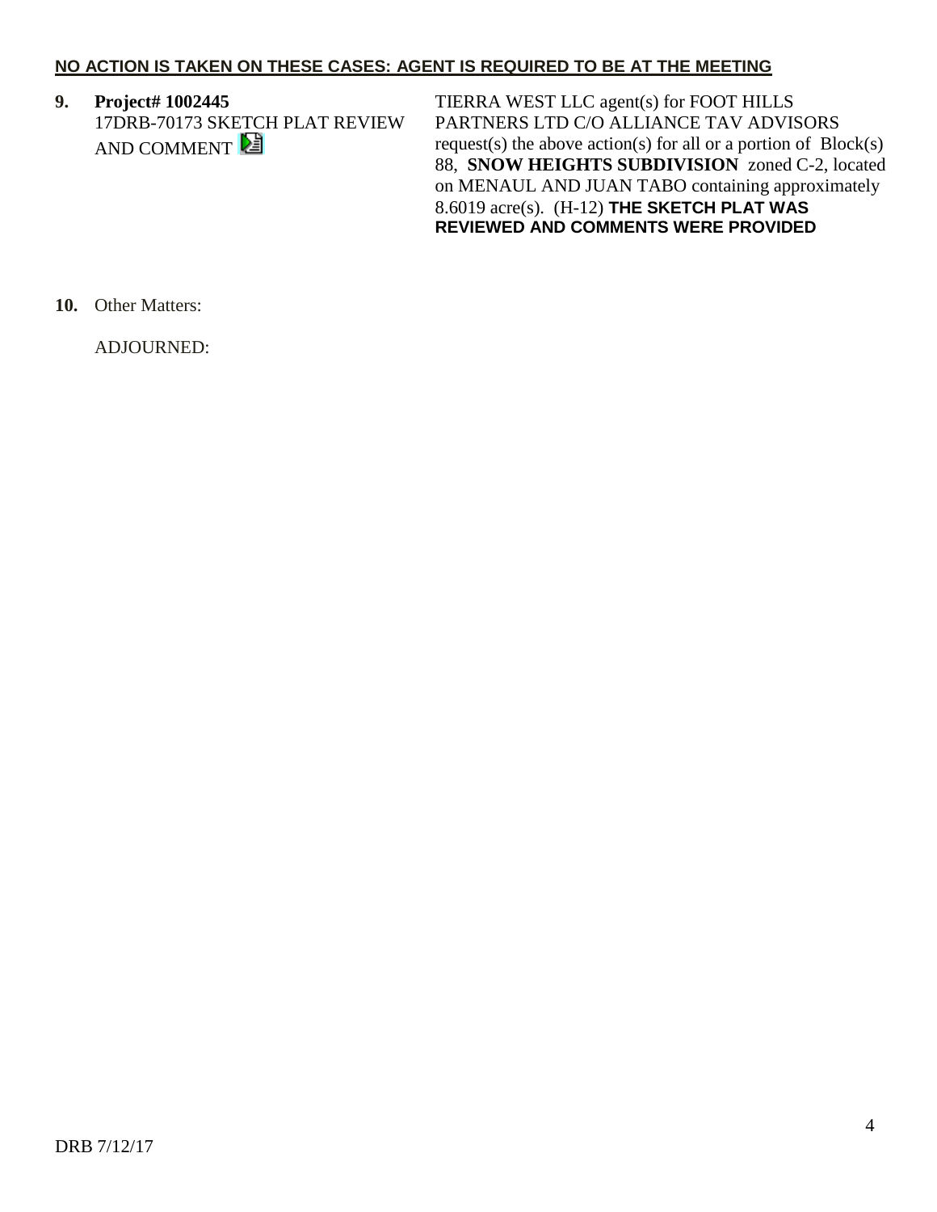**<u>NO ACTION IS TAKEN ON THESE CASES: AGENT IS REQUIRED TO BE AT THE MEETING</u>**

**9. Project# 1002445**
17DRB-70173 SKETCH PLAT REVIEW AND COMMENT

TIERRA WEST LLC agent(s) for FOOT HILLS PARTNERS LTD C/O ALLIANCE TAV ADVISORS request(s) the above action(s) for all or a portion of Block(s) 88, **SNOW HEIGHTS SUBDIVISION** zoned C-2, located on MENAUL AND JUAN TABO containing approximately 8.6019 acre(s). (H-12) **THE SKETCH PLAT WAS REVIEWED AND COMMENTS WERE PROVIDED**

**10.** Other Matters:

ADJOURNED:

DRB 7/12/17